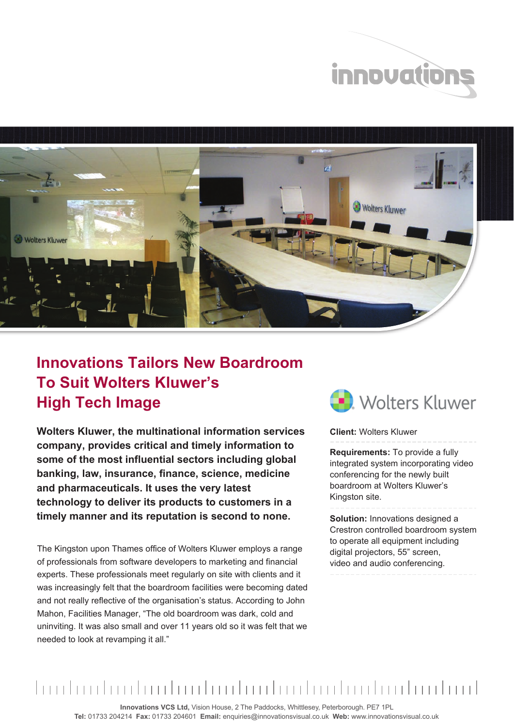# Innovations Tailors New Boardroom To Suit Wolters Kluwer's High Tech Image

**Wolters Kluwer, the multinational information services company, provides critical and timely information to some of the most influential sectors including global banking, law, insurance, finance, science, medicine and pharmaceuticals. It uses the very latest technology to deliver its products to customers in a timely manner and its reputation is second to none.**

The Kingston upon Thames office of Wolters Kluwer employs a range of professionals from software developers to marketing and financial experts. These professionals meet regularly on site with clients and it was increasingly felt that the boardroom facilities were becoming dated and not really reflective of the organisation's status. According to John Mahon, Facilities Manager, "The old boardroom was dark, cold and uninviting. It was also small and over 11 years old so it was felt that we needed to look at revamping it all."

**Client:** Wolters Kluwer

**Requirements:** To provide a fully integrated system incorporating video conferencing for the newly built boardroom at Wolters Kluwer's Kingston site.

**Solution:** Innovations designed a Crestron controlled boardroom system to operate all equipment including digital projectors, 55" screen, video and audio conferencing.

**Innovations VCS Ltd,** Vision House, 2 The Paddocks, Whittlesey, Peterborough. PE7 1PL
**Tel:** 01733 204214 **Fax:** 01733 204601 **Email:** enquiries@innovationsvisual.co.uk **Web:** www.innovationsvisual.co.uk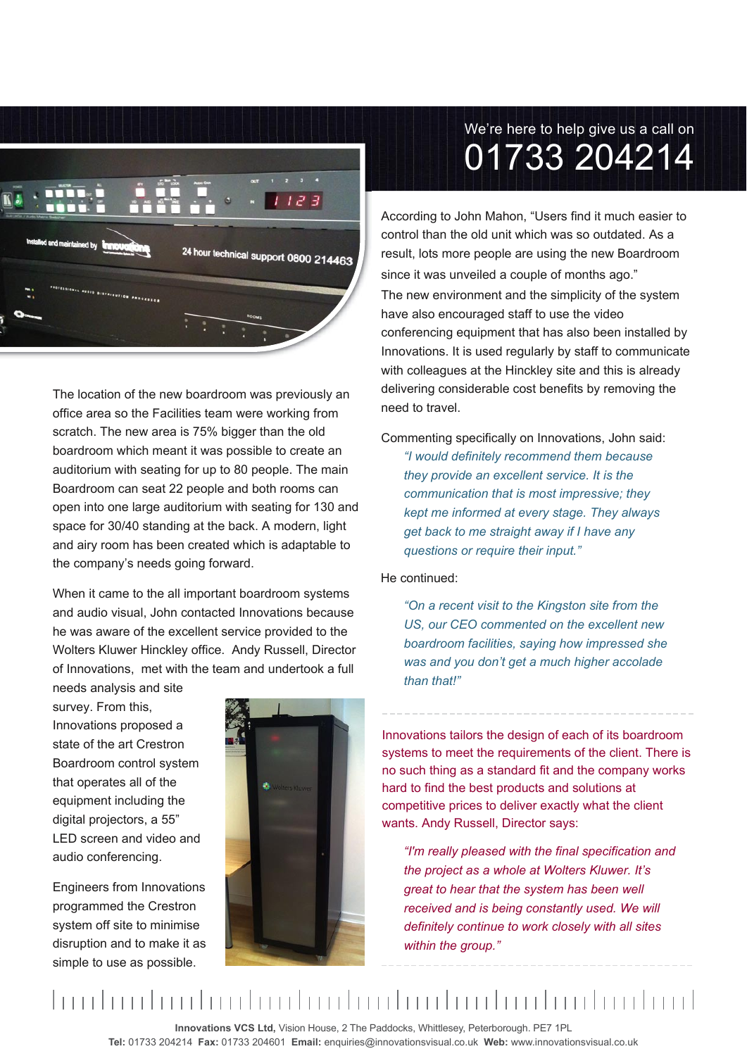We're here to help give us a call on

# 01733 204214

The location of the new boardroom was previously an office area so the Facilities team were working from scratch. The new area is 75% bigger than the old boardroom which meant it was possible to create an auditorium with seating for up to 80 people. The main Boardroom can seat 22 people and both rooms can open into one large auditorium with seating for 130 and space for 30/40 standing at the back. A modern, light and airy room has been created which is adaptable to the company's needs going forward.

When it came to the all important boardroom systems and audio visual, John contacted Innovations because he was aware of the excellent service provided to the Wolters Kluwer Hinckley office. Andy Russell, Director of Innovations, met with the team and undertook a full needs analysis and site survey. From this, Innovations proposed a state of the art Crestron Boardroom control system that operates all of the equipment including the digital projectors, a 55" LED screen and video and audio conferencing.

Engineers from Innovations programmed the Crestron system off site to minimise disruption and to make it as simple to use as possible.

According to John Mahon, "Users find it much easier to control than the old unit which was so outdated. As a result, lots more people are using the new Boardroom since it was unveiled a couple of months ago."

The new environment and the simplicity of the system have also encouraged staff to use the video conferencing equipment that has also been installed by Innovations. It is used regularly by staff to communicate with colleagues at the Hinckley site and this is already delivering considerable cost benefits by removing the need to travel.

Commenting specifically on Innovations, John said:

> *"I would definitely recommend them because they provide an excellent service. It is the communication that is most impressive; they kept me informed at every stage. They always get back to me straight away if I have any questions or require their input."*

He continued:

> *"On a recent visit to the Kingston site from the US, our CEO commented on the excellent new boardroom facilities, saying how impressed she was and you don't get a much higher accolade than that!"*

---

Innovations tailors the design of each of its boardroom systems to meet the requirements of the client. There is no such thing as a standard fit and the company works hard to find the best products and solutions at competitive prices to deliver exactly what the client wants. Andy Russell, Director says:

> *"I'm really pleased with the final specification and the project as a whole at Wolters Kluwer. It's great to hear that the system has been well received and is being constantly used. We will definitely continue to work closely with all sites within the group."*

---

**Innovations VCS Ltd,** Vision House, 2 The Paddocks, Whittlesey, Peterborough. PE7 1PL
**Tel:** 01733 204214 **Fax:** 01733 204601 **Email:** enquiries@innovationsvisual.co.uk **Web:** www.innovationsvisual.co.uk